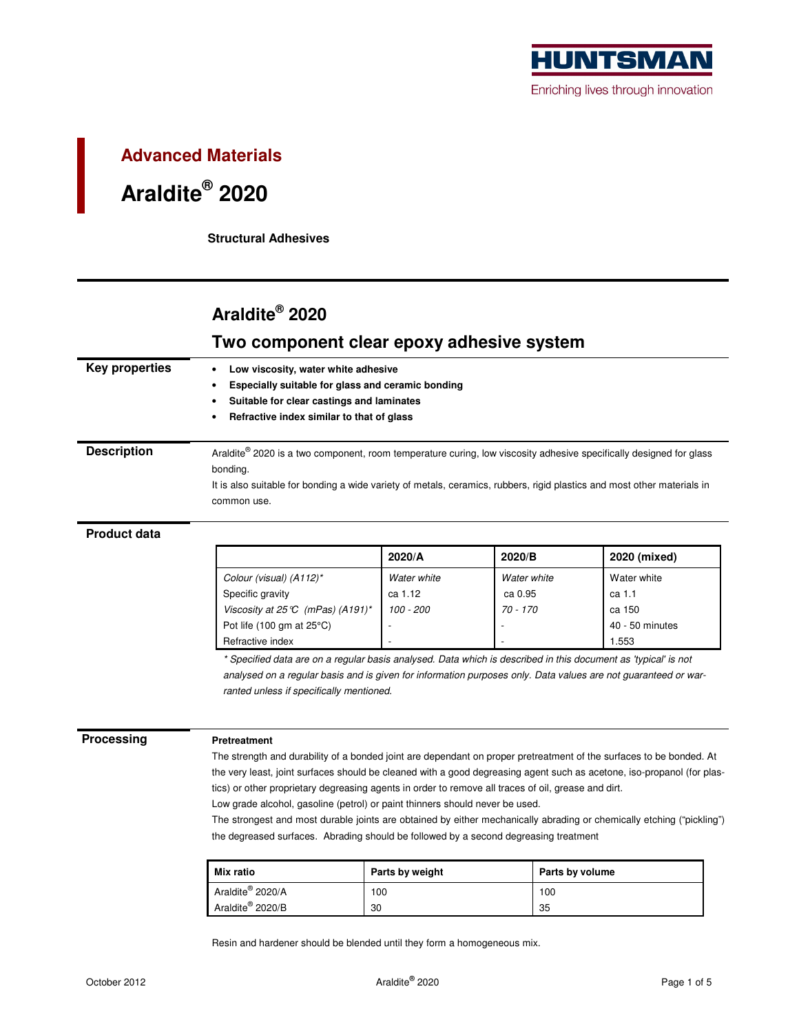HUNTSMAN

Enriching lives through innovation

## Advanced Materials

# Araldite® 2020

**Structural Adhesives**

## Araldite® 2020

## Two component clear epoxy adhesive system

### Key properties

- **Low viscosity, water white adhesive**
- **Especially suitable for glass and ceramic bonding**
- **Suitable for clear castings and laminates**
- **Refractive index similar to that of glass**

### Description

Araldite® 2020 is a two component, room temperature curing, low viscosity adhesive specifically designed for glass bonding.

It is also suitable for bonding a wide variety of metals, ceramics, rubbers, rigid plastics and most other materials in common use.

### Product data

| | 2020/A | 2020/B | 2020 (mixed) |
|---|---|---|---|
| *Colour (visual) (A112)** | *Water white* | *Water white* | Water white |
| Specific gravity | ca 1.12 | ca 0.95 | ca 1.1 |
| *Viscosity at 25°C (mPas) (A191)** | *100 - 200* | *70 - 170* | ca 150 |
| Pot life (100 gm at 25°C) | - | - | 40 - 50 minutes |
| Refractive index | - | - | 1.553 |

*\* Specified data are on a regular basis analysed. Data which is described in this document as 'typical' is not analysed on a regular basis and is given for information purposes only. Data values are not guaranteed or warranted unless if specifically mentioned.*

### Processing

**Pretreatment**

The strength and durability of a bonded joint are dependant on proper pretreatment of the surfaces to be bonded. At the very least, joint surfaces should be cleaned with a good degreasing agent such as acetone, iso-propanol (for plastics) or other proprietary degreasing agents in order to remove all traces of oil, grease and dirt.

Low grade alcohol, gasoline (petrol) or paint thinners should never be used.

The strongest and most durable joints are obtained by either mechanically abrading or chemically etching ("pickling") the degreased surfaces. Abrading should be followed by a second degreasing treatment

| Mix ratio | Parts by weight | Parts by volume |
|---|---|---|
| Araldite® 2020/A | 100 | 100 |
| Araldite® 2020/B | 30 | 35 |

Resin and hardener should be blended until they form a homogeneous mix.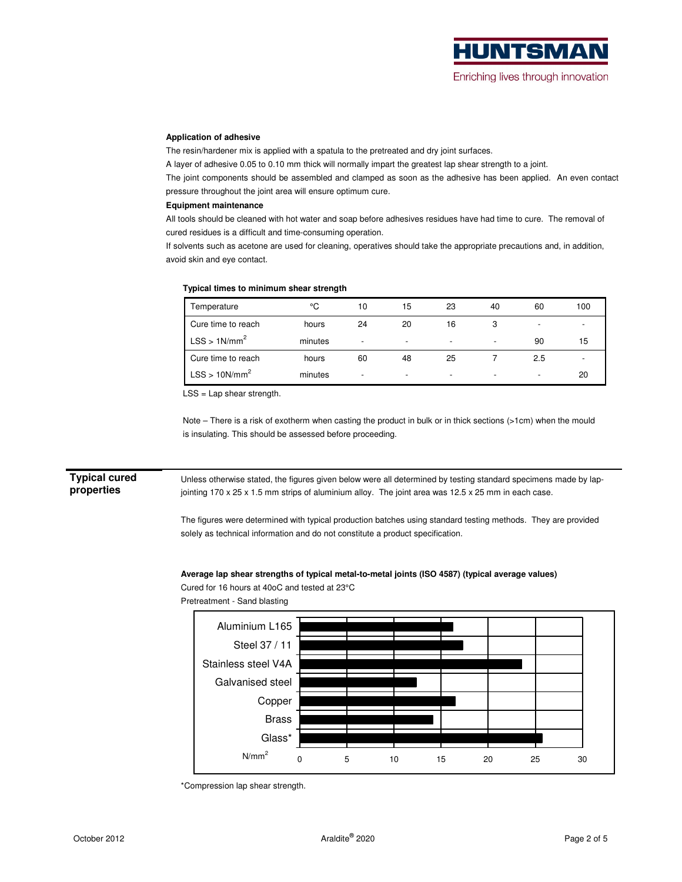**Application of adhesive**

The resin/hardener mix is applied with a spatula to the pretreated and dry joint surfaces.

A layer of adhesive 0.05 to 0.10 mm thick will normally impart the greatest lap shear strength to a joint.

The joint components should be assembled and clamped as soon as the adhesive has been applied. An even contact pressure throughout the joint area will ensure optimum cure.

**Equipment maintenance**

All tools should be cleaned with hot water and soap before adhesives residues have had time to cure. The removal of cured residues is a difficult and time-consuming operation.

If solvents such as acetone are used for cleaning, operatives should take the appropriate precautions and, in addition, avoid skin and eye contact.

**Typical times to minimum shear strength**

| Temperature | °C | 10 | 15 | 23 | 40 | 60 | 100 |
|---|---|---|---|---|---|---|---|
| Cure time to reach | hours | 24 | 20 | 16 | 3 | - | - |
| LSS > 1N/mm$^2$ | minutes | - | - | - | - | 90 | 15 |
| Cure time to reach | hours | 60 | 48 | 25 | 7 | 2.5 | - |
| LSS > 10N/mm$^2$ | minutes | - | - | - | - | - | 20 |

LSS = Lap shear strength.

Note – There is a risk of exotherm when casting the product in bulk or in thick sections (>1cm) when the mould is insulating. This should be assessed before proceeding.

## Typical cured properties

Unless otherwise stated, the figures given below were all determined by testing standard specimens made by lap-jointing 170 x 25 x 1.5 mm strips of aluminium alloy. The joint area was 12.5 x 25 mm in each case.

The figures were determined with typical production batches using standard testing methods. They are provided solely as technical information and do not constitute a product specification.

**Average lap shear strengths of typical metal-to-metal joints (ISO 4587) (typical average values)**

Cured for 16 hours at 40oC and tested at 23°C

Pretreatment - Sand blasting

*Compression lap shear strength.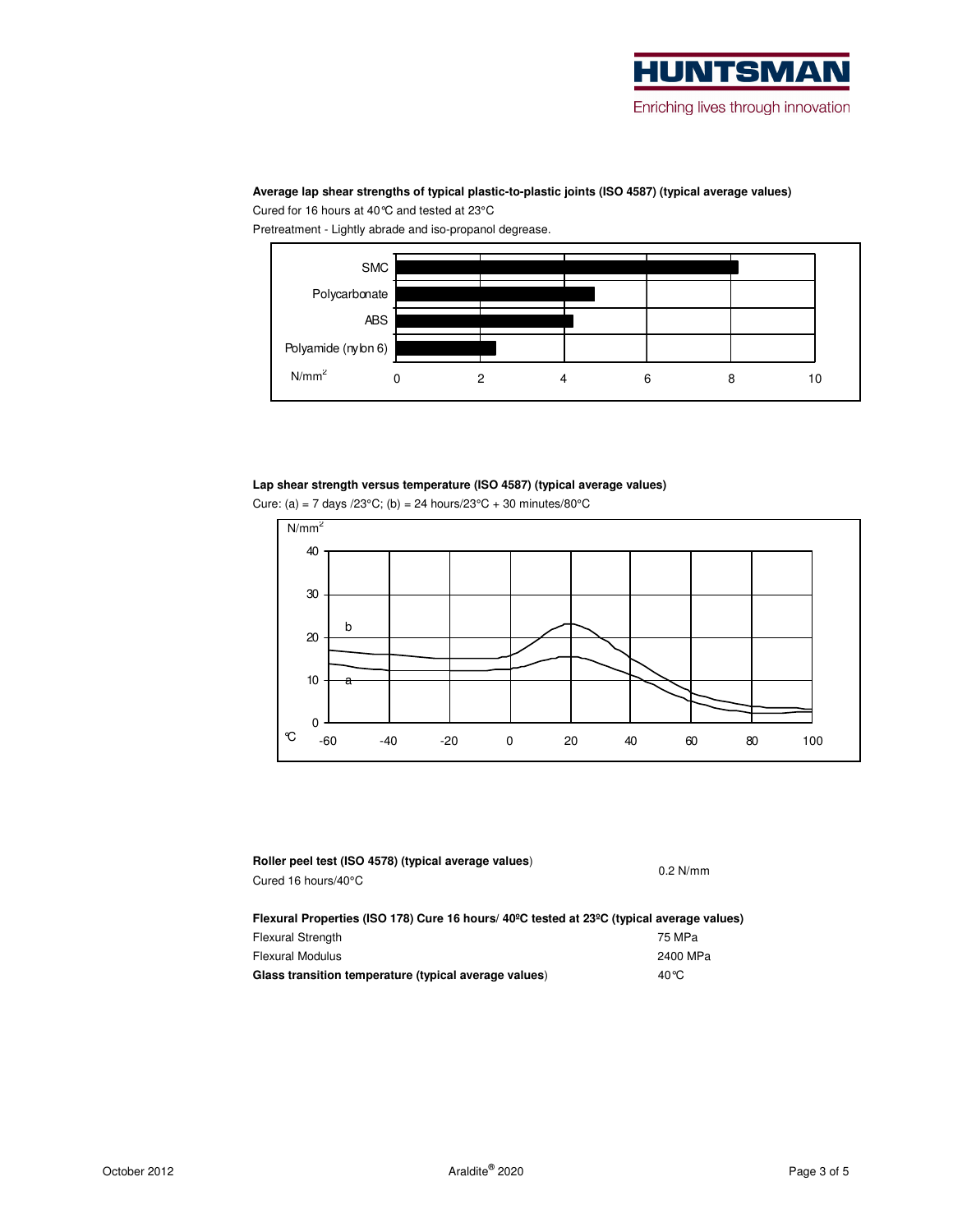**Average lap shear strengths of typical plastic-to-plastic joints (ISO 4587) (typical average values)**

Cured for 16 hours at 40°C and tested at 23°C

Pretreatment - Lightly abrade and iso-propanol degrease.

**Lap shear strength versus temperature (ISO 4587) (typical average values)**

Cure: (a) = 7 days /23°C; (b) = 24 hours/23°C + 30 minutes/80°C

| **Roller peel test (ISO 4578) (typical average values)** Cured 16 hours/40°C | 0.2 N/mm |
|---|---|

**Flexural Properties (ISO 178) Cure 16 hours/ 40ºC tested at 23ºC (typical average values)**

| | |
|---|---|
| Flexural Strength | 75 MPa |
| Flexural Modulus | 2400 MPa |
| **Glass transition temperature (typical average values)** | 40°C |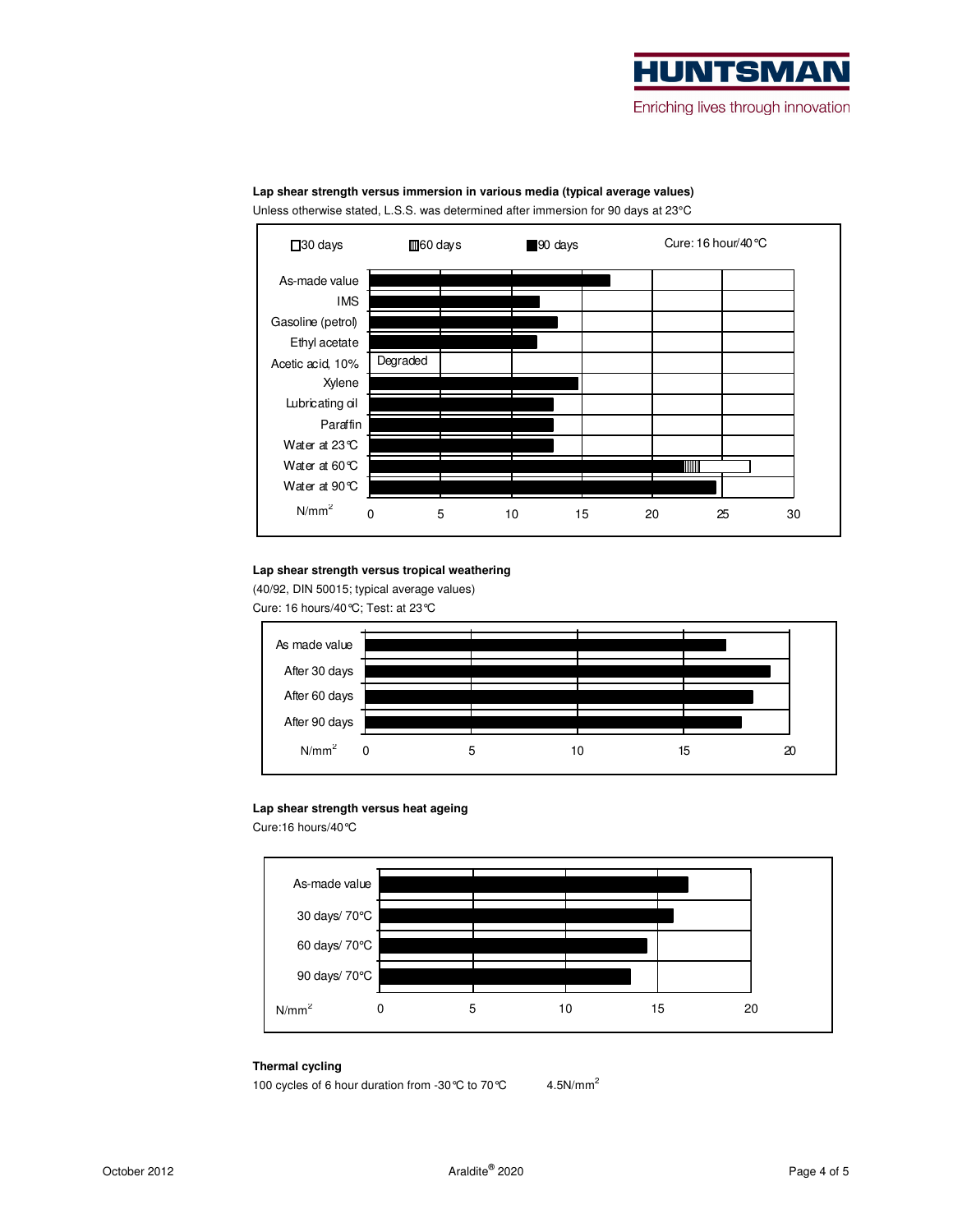**Lap shear strength versus immersion in various media (typical average values)**

Unless otherwise stated, L.S.S. was determined after immersion for 90 days at 23°C

□30 days ▥60 days ■90 days Cure: 16 hour/40°C

As-made value
IMS
Gasoline (petrol)
Ethyl acetate
Acetic acid, 10% — Degraded
Xylene
Lubricating oil
Paraffin
Water at 23°C
Water at 60°C
Water at 90°C

N/mm² 0 5 10 15 20 25 30

**Lap shear strength versus tropical weathering**

(40/92, DIN 50015; typical average values)

Cure: 16 hours/40°C; Test: at 23°C

As made value
After 30 days
After 60 days
After 90 days

N/mm² 0 5 10 15 20

**Lap shear strength versus heat ageing**

Cure:16 hours/40°C

As-made value
30 days/ 70°C
60 days/ 70°C
90 days/ 70°C

N/mm² 0 5 10 15 20

**Thermal cycling**

100 cycles of 6 hour duration from -30°C to 70°C 4.5N/mm²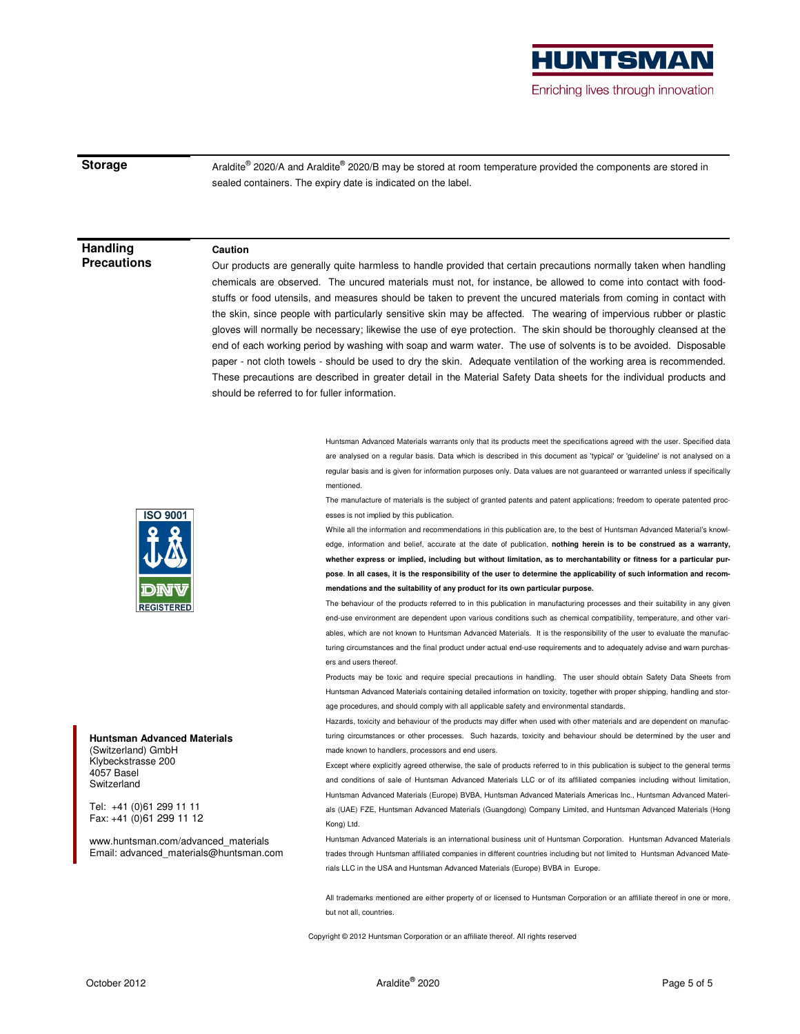## Storage

Araldite® 2020/A and Araldite® 2020/B may be stored at room temperature provided the components are stored in sealed containers. The expiry date is indicated on the label.

## Handling Precautions

**Caution**

Our products are generally quite harmless to handle provided that certain precautions normally taken when handling chemicals are observed. The uncured materials must not, for instance, be allowed to come into contact with foodstuffs or food utensils, and measures should be taken to prevent the uncured materials from coming in contact with the skin, since people with particularly sensitive skin may be affected. The wearing of impervious rubber or plastic gloves will normally be necessary; likewise the use of eye protection. The skin should be thoroughly cleansed at the end of each working period by washing with soap and warm water. The use of solvents is to be avoided. Disposable paper - not cloth towels - should be used to dry the skin. Adequate ventilation of the working area is recommended. These precautions are described in greater detail in the Material Safety Data sheets for the individual products and should be referred to for fuller information.

Huntsman Advanced Materials warrants only that its products meet the specifications agreed with the user. Specified data are analysed on a regular basis. Data which is described in this document as 'typical' or 'guideline' is not analysed on a regular basis and is given for information purposes only. Data values are not guaranteed or warranted unless if specifically mentioned.

The manufacture of materials is the subject of granted patents and patent applications; freedom to operate patented processes is not implied by this publication.

While all the information and recommendations in this publication are, to the best of Huntsman Advanced Material's knowledge, information and belief, accurate at the date of publication, **nothing herein is to be construed as a warranty, whether express or implied, including but without limitation, as to merchantability or fitness for a particular purpose**. **In all cases, it is the responsibility of the user to determine the applicability of such information and recommendations and the suitability of any product for its own particular purpose.**

The behaviour of the products referred to in this publication in manufacturing processes and their suitability in any given end-use environment are dependent upon various conditions such as chemical compatibility, temperature, and other variables, which are not known to Huntsman Advanced Materials. It is the responsibility of the user to evaluate the manufacturing circumstances and the final product under actual end-use requirements and to adequately advise and warn purchasers and users thereof.

Products may be toxic and require special precautions in handling. The user should obtain Safety Data Sheets from Huntsman Advanced Materials containing detailed information on toxicity, together with proper shipping, handling and storage procedures, and should comply with all applicable safety and environmental standards.

Hazards, toxicity and behaviour of the products may differ when used with other materials and are dependent on manufacturing circumstances or other processes. Such hazards, toxicity and behaviour should be determined by the user and made known to handlers, processors and end users.

Except where explicitly agreed otherwise, the sale of products referred to in this publication is subject to the general terms and conditions of sale of Huntsman Advanced Materials LLC or of its affiliated companies including without limitation, Huntsman Advanced Materials (Europe) BVBA, Huntsman Advanced Materials Americas Inc., Huntsman Advanced Materials (UAE) FZE, Huntsman Advanced Materials (Guangdong) Company Limited, and Huntsman Advanced Materials (Hong Kong) Ltd.

Huntsman Advanced Materials is an international business unit of Huntsman Corporation. Huntsman Advanced Materials trades through Huntsman affiliated companies in different countries including but not limited to Huntsman Advanced Materials LLC in the USA and Huntsman Advanced Materials (Europe) BVBA in Europe.

All trademarks mentioned are either property of or licensed to Huntsman Corporation or an affiliate thereof in one or more, but not all, countries.

Copyright © 2012 Huntsman Corporation or an affiliate thereof. All rights reserved

ISO 9001 DNV REGISTERED

**Huntsman Advanced Materials**
(Switzerland) GmbH
Klybeckstrasse 200
4057 Basel
Switzerland

Tel: +41 (0)61 299 11 11
Fax: +41 (0)61 299 11 12

www.huntsman.com/advanced_materials
Email: advanced_materials@huntsman.com